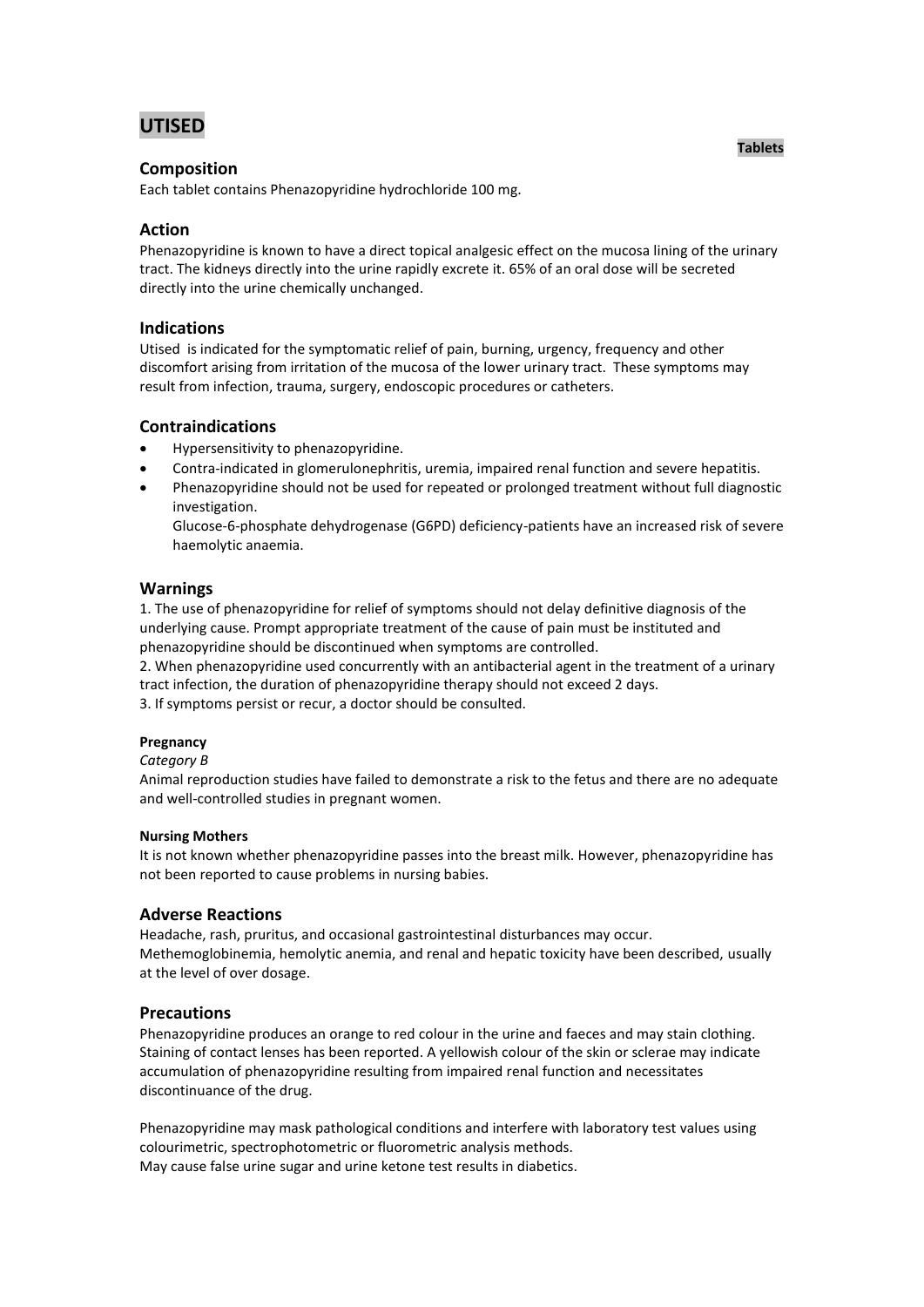# UTISED

**Tablets**

## Composition

Each tablet contains Phenazopyridine hydrochloride 100 mg.

## Action

Phenazopyridine is known to have a direct topical analgesic effect on the mucosa lining of the urinary tract. The kidneys directly into the urine rapidly excrete it. 65% of an oral dose will be secreted directly into the urine chemically unchanged.

## Indications

Utised is indicated for the symptomatic relief of pain, burning, urgency, frequency and other discomfort arising from irritation of the mucosa of the lower urinary tract. These symptoms may result from infection, trauma, surgery, endoscopic procedures or catheters.

## Contraindications

- Hypersensitivity to phenazopyridine.
- Contra-indicated in glomerulonephritis, uremia, impaired renal function and severe hepatitis.
- Phenazopyridine should not be used for repeated or prolonged treatment without full diagnostic investigation.
  Glucose-6-phosphate dehydrogenase (G6PD) deficiency-patients have an increased risk of severe haemolytic anaemia.

## Warnings

1. The use of phenazopyridine for relief of symptoms should not delay definitive diagnosis of the underlying cause. Prompt appropriate treatment of the cause of pain must be instituted and phenazopyridine should be discontinued when symptoms are controlled.
2. When phenazopyridine used concurrently with an antibacterial agent in the treatment of a urinary tract infection, the duration of phenazopyridine therapy should not exceed 2 days.
3. If symptoms persist or recur, a doctor should be consulted.

#### Pregnancy

*Category B*

Animal reproduction studies have failed to demonstrate a risk to the fetus and there are no adequate and well-controlled studies in pregnant women.

#### Nursing Mothers

It is not known whether phenazopyridine passes into the breast milk. However, phenazopyridine has not been reported to cause problems in nursing babies.

## Adverse Reactions

Headache, rash, pruritus, and occasional gastrointestinal disturbances may occur.
Methemoglobinemia, hemolytic anemia, and renal and hepatic toxicity have been described, usually at the level of over dosage.

## Precautions

Phenazopyridine produces an orange to red colour in the urine and faeces and may stain clothing. Staining of contact lenses has been reported. A yellowish colour of the skin or sclerae may indicate accumulation of phenazopyridine resulting from impaired renal function and necessitates discontinuance of the drug.

Phenazopyridine may mask pathological conditions and interfere with laboratory test values using colourimetric, spectrophotometric or fluorometric analysis methods.
May cause false urine sugar and urine ketone test results in diabetics.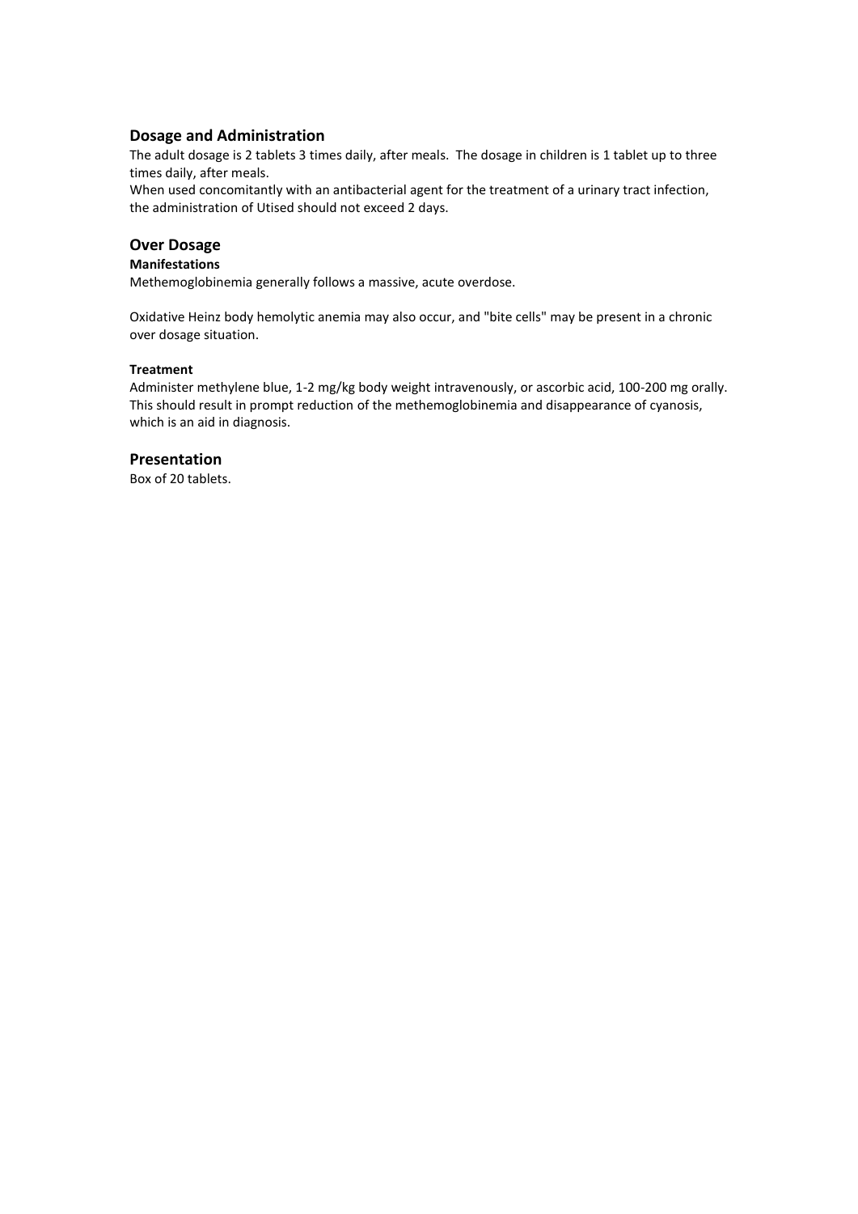## Dosage and Administration

The adult dosage is 2 tablets 3 times daily, after meals. The dosage in children is 1 tablet up to three times daily, after meals.

When used concomitantly with an antibacterial agent for the treatment of a urinary tract infection, the administration of Utised should not exceed 2 days.

## Over Dosage

**Manifestations**

Methemoglobinemia generally follows a massive, acute overdose.

Oxidative Heinz body hemolytic anemia may also occur, and "bite cells" may be present in a chronic over dosage situation.

**Treatment**

Administer methylene blue, 1-2 mg/kg body weight intravenously, or ascorbic acid, 100-200 mg orally. This should result in prompt reduction of the methemoglobinemia and disappearance of cyanosis, which is an aid in diagnosis.

## Presentation

Box of 20 tablets.